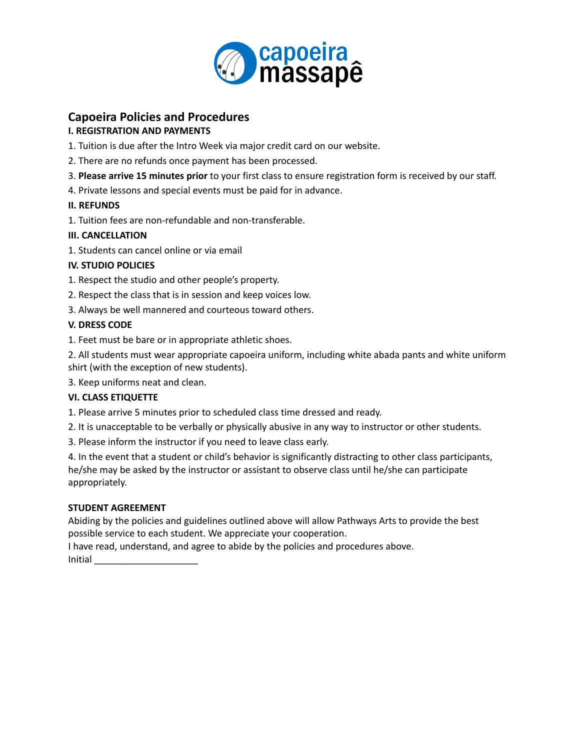capoeira massapê

## Capoeira Policies and Procedures

**I. REGISTRATION AND PAYMENTS**

1. Tuition is due after the Intro Week via major credit card on our website.
2. There are no refunds once payment has been processed.
3. **Please arrive 15 minutes prior** to your first class to ensure registration form is received by our staff.
4. Private lessons and special events must be paid for in advance.

**II. REFUNDS**

1. Tuition fees are non-refundable and non-transferable.

**III. CANCELLATION**

1. Students can cancel online or via email

**IV. STUDIO POLICIES**

1. Respect the studio and other people's property.
2. Respect the class that is in session and keep voices low.
3. Always be well mannered and courteous toward others.

**V. DRESS CODE**

1. Feet must be bare or in appropriate athletic shoes.
2. All students must wear appropriate capoeira uniform, including white abada pants and white uniform shirt (with the exception of new students).
3. Keep uniforms neat and clean.

**VI. CLASS ETIQUETTE**

1. Please arrive 5 minutes prior to scheduled class time dressed and ready.
2. It is unacceptable to be verbally or physically abusive in any way to instructor or other students.
3. Please inform the instructor if you need to leave class early.
4. In the event that a student or child's behavior is significantly distracting to other class participants, he/she may be asked by the instructor or assistant to observe class until he/she can participate appropriately.

**STUDENT AGREEMENT**

Abiding by the policies and guidelines outlined above will allow Pathways Arts to provide the best possible service to each student. We appreciate your cooperation.

I have read, understand, and agree to abide by the policies and procedures above.

Initial ____________________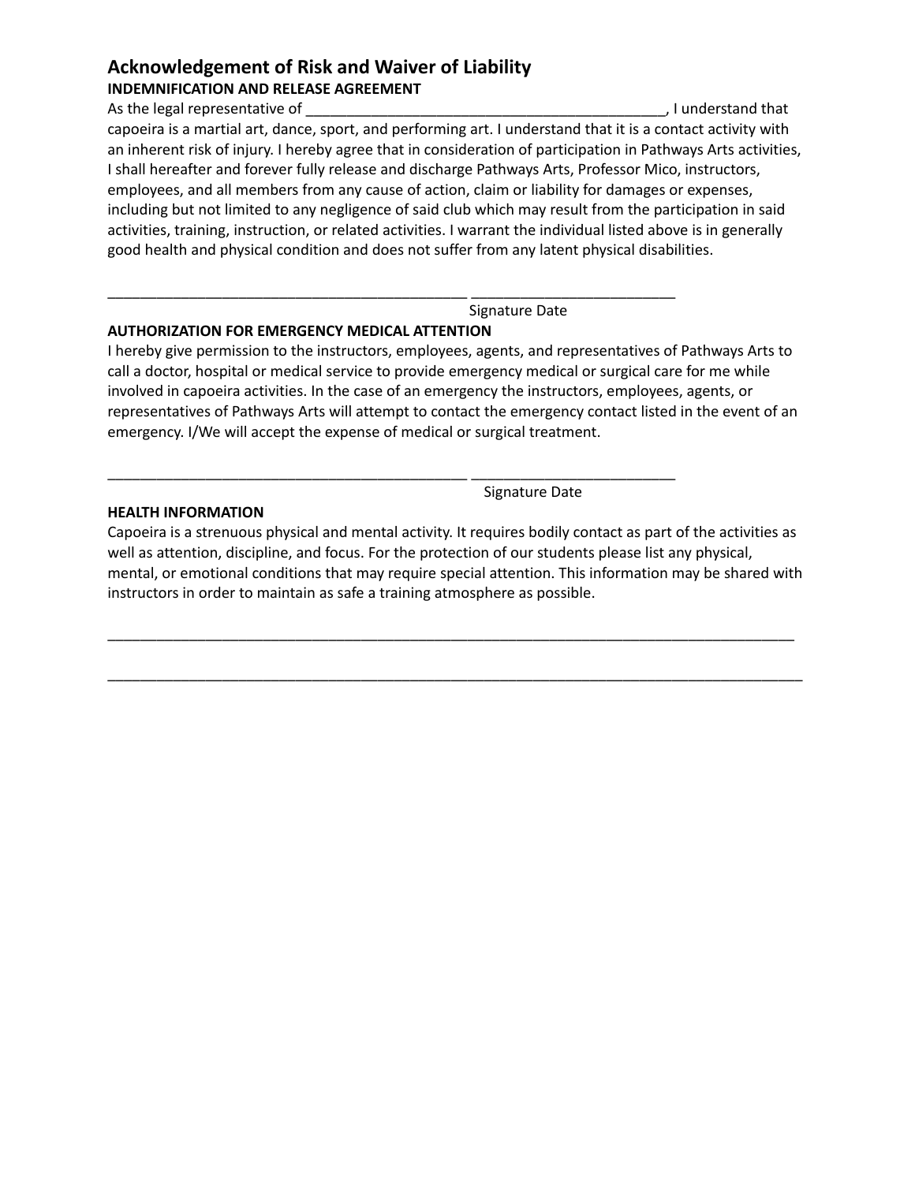## Acknowledgement of Risk and Waiver of Liability

**INDEMNIFICATION AND RELEASE AGREEMENT**

As the legal representative of _____________________________________________, I understand that capoeira is a martial art, dance, sport, and performing art. I understand that it is a contact activity with an inherent risk of injury. I hereby agree that in consideration of participation in Pathways Arts activities, I shall hereafter and forever fully release and discharge Pathways Arts, Professor Mico, instructors, employees, and all members from any cause of action, claim or liability for damages or expenses, including but not limited to any negligence of said club which may result from the participation in said activities, training, instruction, or related activities. I warrant the individual listed above is in generally good health and physical condition and does not suffer from any latent physical disabilities.

_____________________________________________ _________________________

Signature Date

**AUTHORIZATION FOR EMERGENCY MEDICAL ATTENTION**

I hereby give permission to the instructors, employees, agents, and representatives of Pathways Arts to call a doctor, hospital or medical service to provide emergency medical or surgical care for me while involved in capoeira activities. In the case of an emergency the instructors, employees, agents, or representatives of Pathways Arts will attempt to contact the emergency contact listed in the event of an emergency. I/We will accept the expense of medical or surgical treatment.

_____________________________________________ _________________________

Signature Date

**HEALTH INFORMATION**

Capoeira is a strenuous physical and mental activity. It requires bodily contact as part of the activities as well as attention, discipline, and focus. For the protection of our students please list any physical, mental, or emotional conditions that may require special attention. This information may be shared with instructors in order to maintain as safe a training atmosphere as possible.

_____________________________________________________________________________________

_____________________________________________________________________________________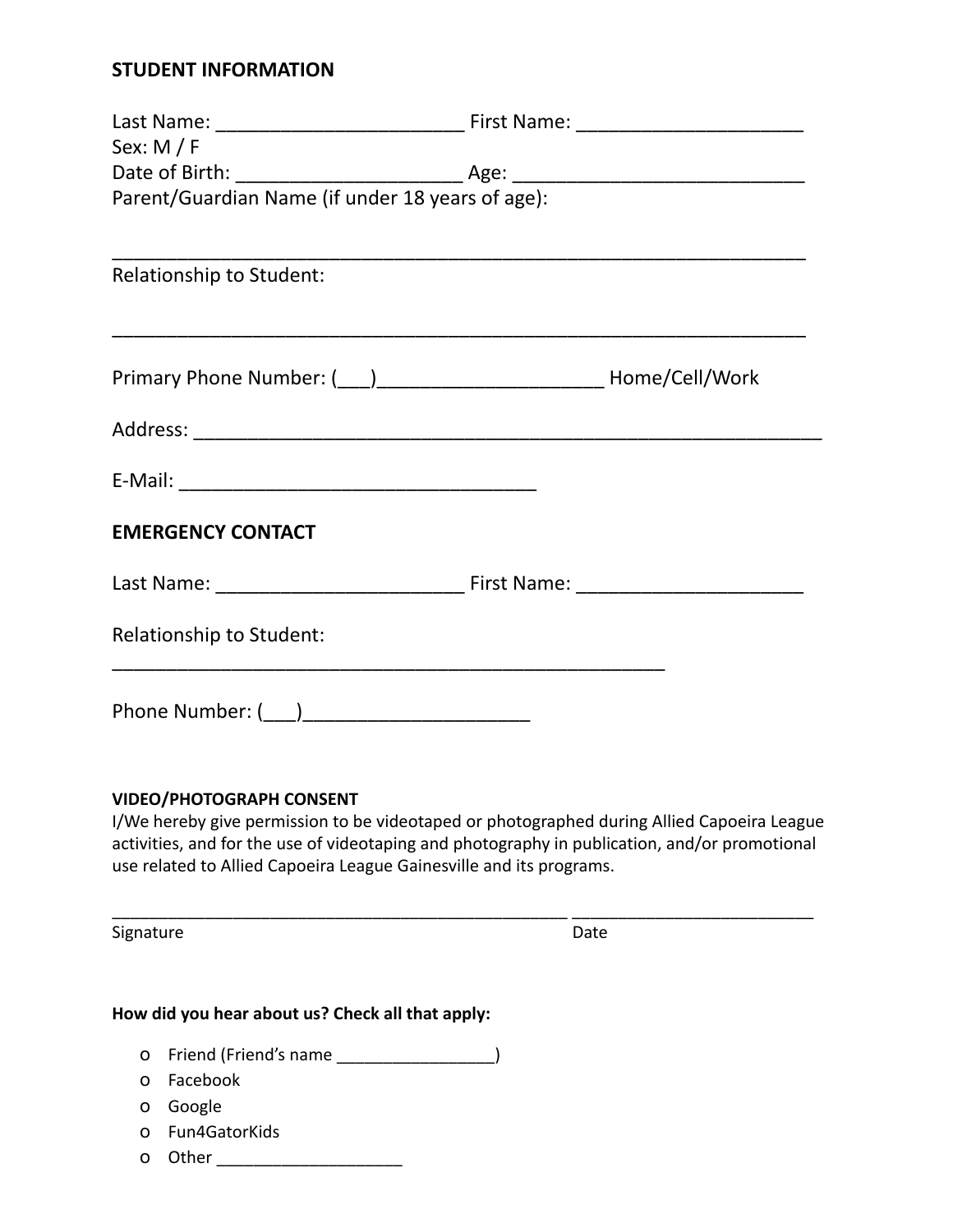## STUDENT INFORMATION

Last Name: _______________________ First Name: _____________________
Sex: M / F
Date of Birth: ____________________ Age: ___________________________
Parent/Guardian Name (if under 18 years of age):

_________________________________________________________________

Relationship to Student:

_________________________________________________________________

Primary Phone Number: (___)____________________ Home/Cell/Work

Address: __________________________________________________________

E-Mail: _________________________________

## EMERGENCY CONTACT

Last Name: _______________________ First Name: _____________________

Relationship to Student:
____________________________________________________

Phone Number: (___)_____________________

### VIDEO/PHOTOGRAPH CONSENT

I/We hereby give permission to be videotaped or photographed during Allied Capoeira League activities, and for the use of videotaping and photography in publication, and/or promotional use related to Allied Capoeira League Gainesville and its programs.

_______________________________________________ _________________________
Signature Date

**How did you hear about us? Check all that apply:**

- o Friend (Friend's name ________________)
- o Facebook
- o Google
- o Fun4GatorKids
- o Other ___________________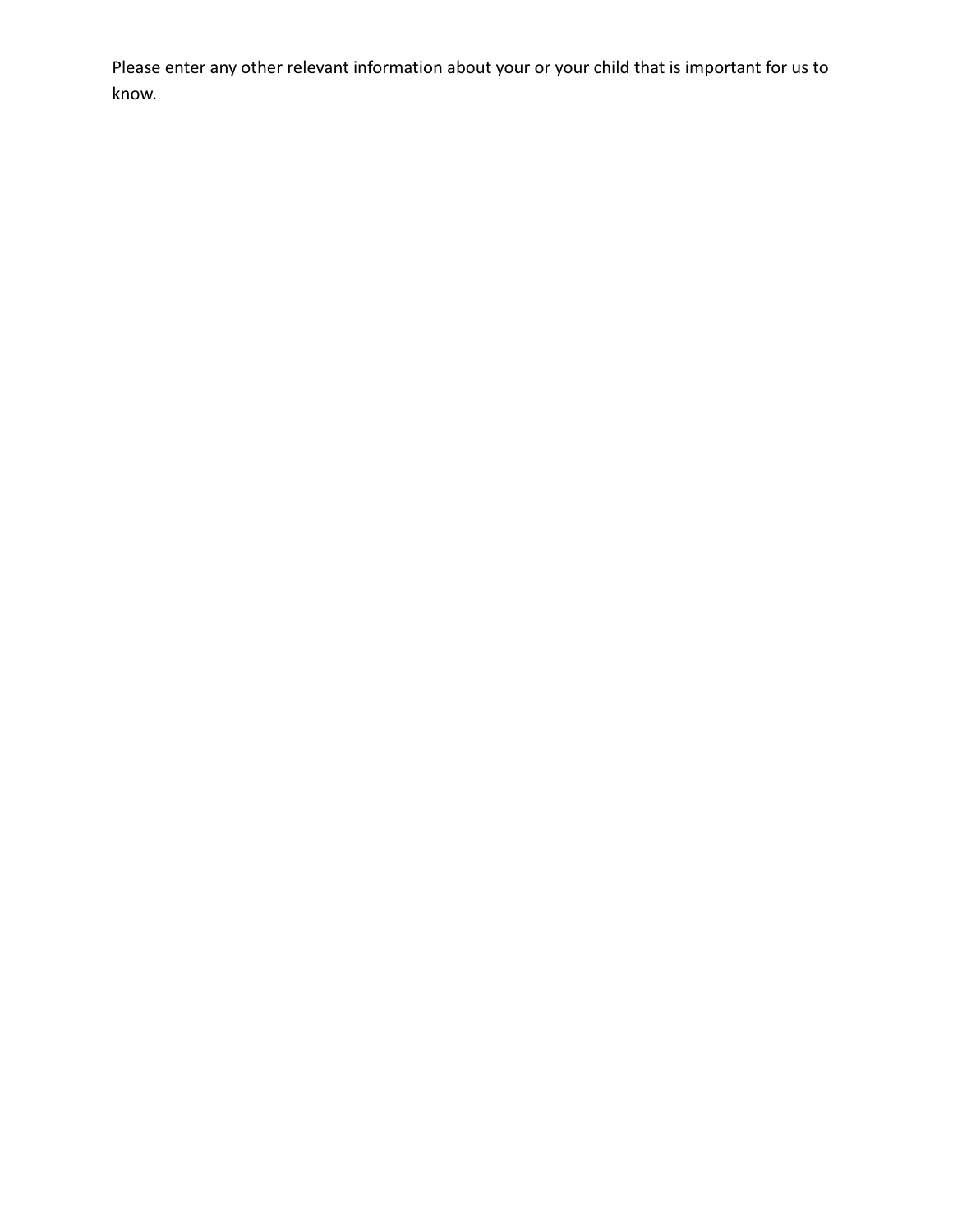Please enter any other relevant information about your or your child that is important for us to know.